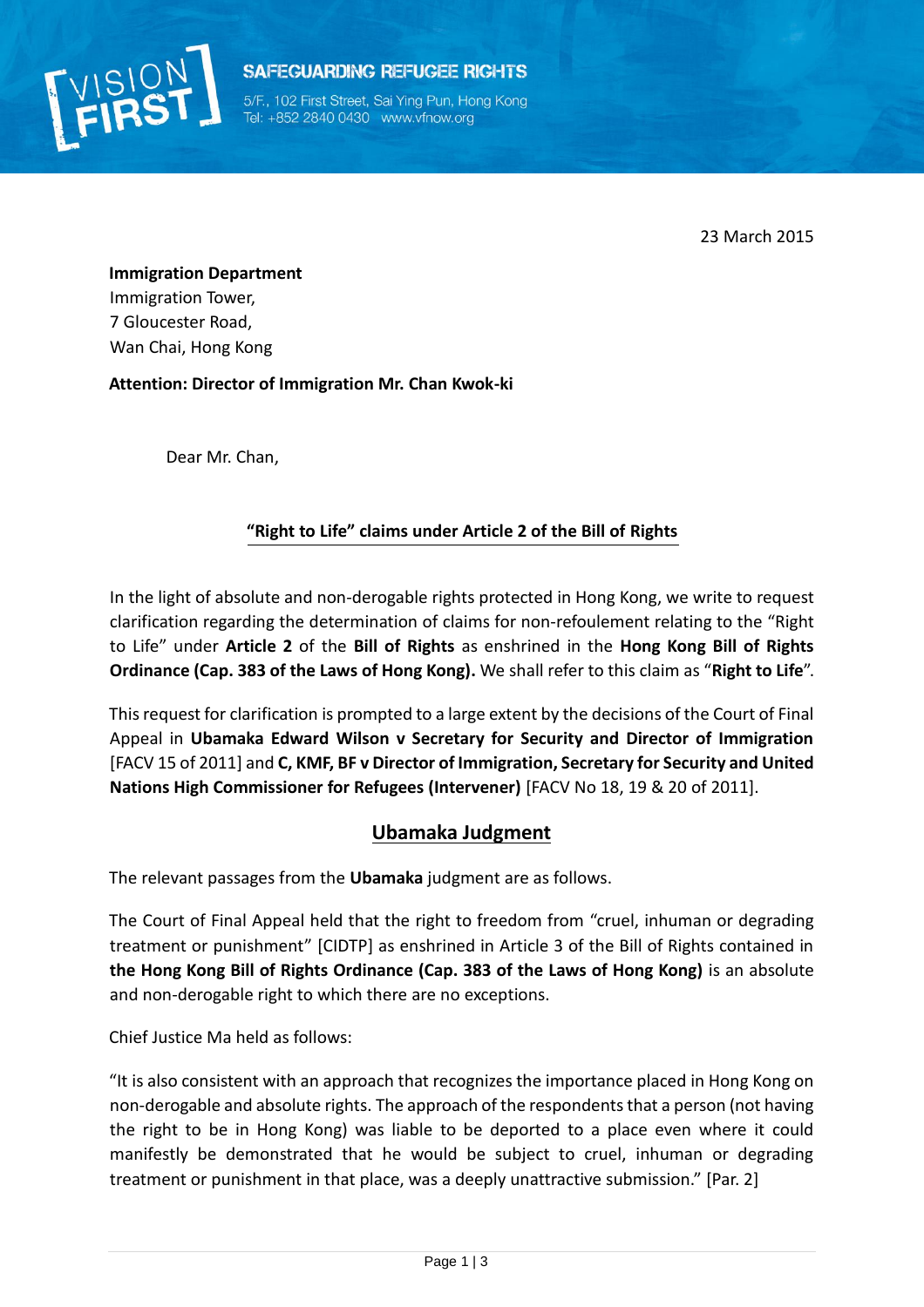VISION FIRST

**SAFEGUARDING REFUGEE RIGHTS**

5/F., 102 First Street, Sai Ying Pun, Hong Kong
Tel: +852 2840 0430 www.vfnow.org

23 March 2015

**Immigration Department**
Immigration Tower,
7 Gloucester Road,
Wan Chai, Hong Kong

**Attention: Director of Immigration Mr. Chan Kwok-ki**

Dear Mr. Chan,

## "Right to Life" claims under Article 2 of the Bill of Rights

In the light of absolute and non-derogable rights protected in Hong Kong, we write to request clarification regarding the determination of claims for non-refoulement relating to the "Right to Life" under **Article 2** of the **Bill of Rights** as enshrined in the **Hong Kong Bill of Rights Ordinance (Cap. 383 of the Laws of Hong Kong).** We shall refer to this claim as "**Right to Life**".

This request for clarification is prompted to a large extent by the decisions of the Court of Final Appeal in **Ubamaka Edward Wilson v Secretary for Security and Director of Immigration** [FACV 15 of 2011] and **C, KMF, BF v Director of Immigration, Secretary for Security and United Nations High Commissioner for Refugees (Intervener)** [FACV No 18, 19 & 20 of 2011].

## Ubamaka Judgment

The relevant passages from the **Ubamaka** judgment are as follows.

The Court of Final Appeal held that the right to freedom from "cruel, inhuman or degrading treatment or punishment" [CIDTP] as enshrined in Article 3 of the Bill of Rights contained in **the Hong Kong Bill of Rights Ordinance (Cap. 383 of the Laws of Hong Kong)** is an absolute and non-derogable right to which there are no exceptions.

Chief Justice Ma held as follows:

"It is also consistent with an approach that recognizes the importance placed in Hong Kong on non-derogable and absolute rights. The approach of the respondents that a person (not having the right to be in Hong Kong) was liable to be deported to a place even where it could manifestly be demonstrated that he would be subject to cruel, inhuman or degrading treatment or punishment in that place, was a deeply unattractive submission." [Par. 2]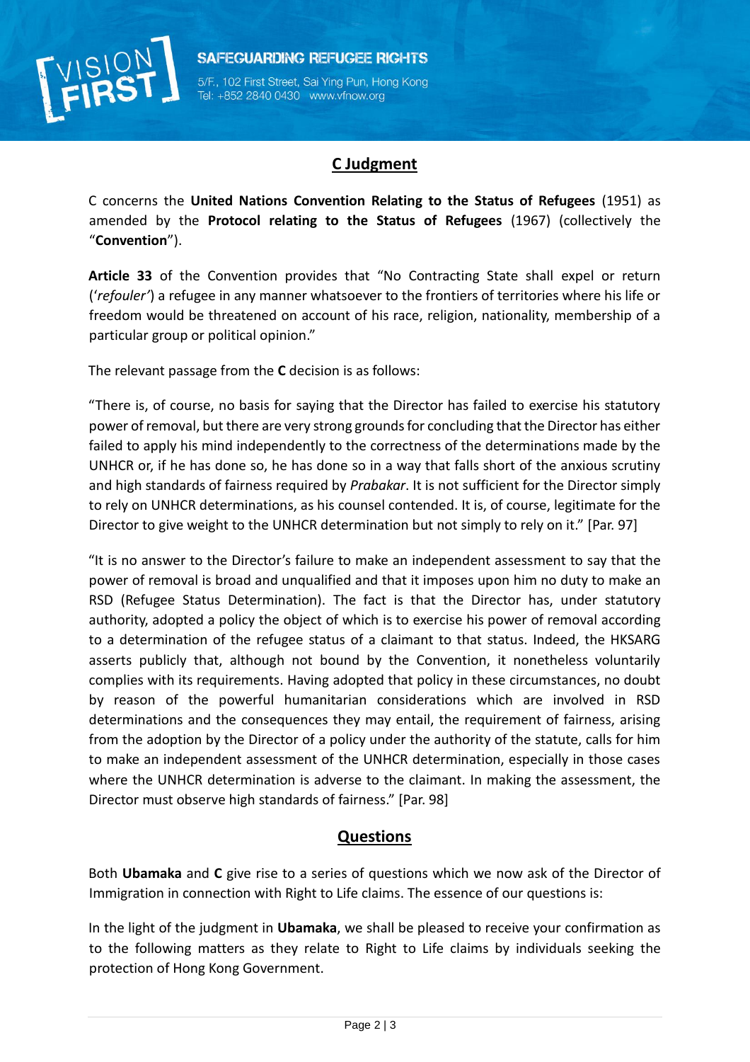## C Judgment

C concerns the **United Nations Convention Relating to the Status of Refugees** (1951) as amended by the **Protocol relating to the Status of Refugees** (1967) (collectively the "**Convention**").

**Article 33** of the Convention provides that "No Contracting State shall expel or return ('*refouler'*) a refugee in any manner whatsoever to the frontiers of territories where his life or freedom would be threatened on account of his race, religion, nationality, membership of a particular group or political opinion."

The relevant passage from the **C** decision is as follows:

"There is, of course, no basis for saying that the Director has failed to exercise his statutory power of removal, but there are very strong grounds for concluding that the Director has either failed to apply his mind independently to the correctness of the determinations made by the UNHCR or, if he has done so, he has done so in a way that falls short of the anxious scrutiny and high standards of fairness required by *Prabakar*. It is not sufficient for the Director simply to rely on UNHCR determinations, as his counsel contended. It is, of course, legitimate for the Director to give weight to the UNHCR determination but not simply to rely on it." [Par. 97]

"It is no answer to the Director's failure to make an independent assessment to say that the power of removal is broad and unqualified and that it imposes upon him no duty to make an RSD (Refugee Status Determination). The fact is that the Director has, under statutory authority, adopted a policy the object of which is to exercise his power of removal according to a determination of the refugee status of a claimant to that status. Indeed, the HKSARG asserts publicly that, although not bound by the Convention, it nonetheless voluntarily complies with its requirements. Having adopted that policy in these circumstances, no doubt by reason of the powerful humanitarian considerations which are involved in RSD determinations and the consequences they may entail, the requirement of fairness, arising from the adoption by the Director of a policy under the authority of the statute, calls for him to make an independent assessment of the UNHCR determination, especially in those cases where the UNHCR determination is adverse to the claimant. In making the assessment, the Director must observe high standards of fairness." [Par. 98]

## Questions

Both **Ubamaka** and **C** give rise to a series of questions which we now ask of the Director of Immigration in connection with Right to Life claims. The essence of our questions is:

In the light of the judgment in **Ubamaka**, we shall be pleased to receive your confirmation as to the following matters as they relate to Right to Life claims by individuals seeking the protection of Hong Kong Government.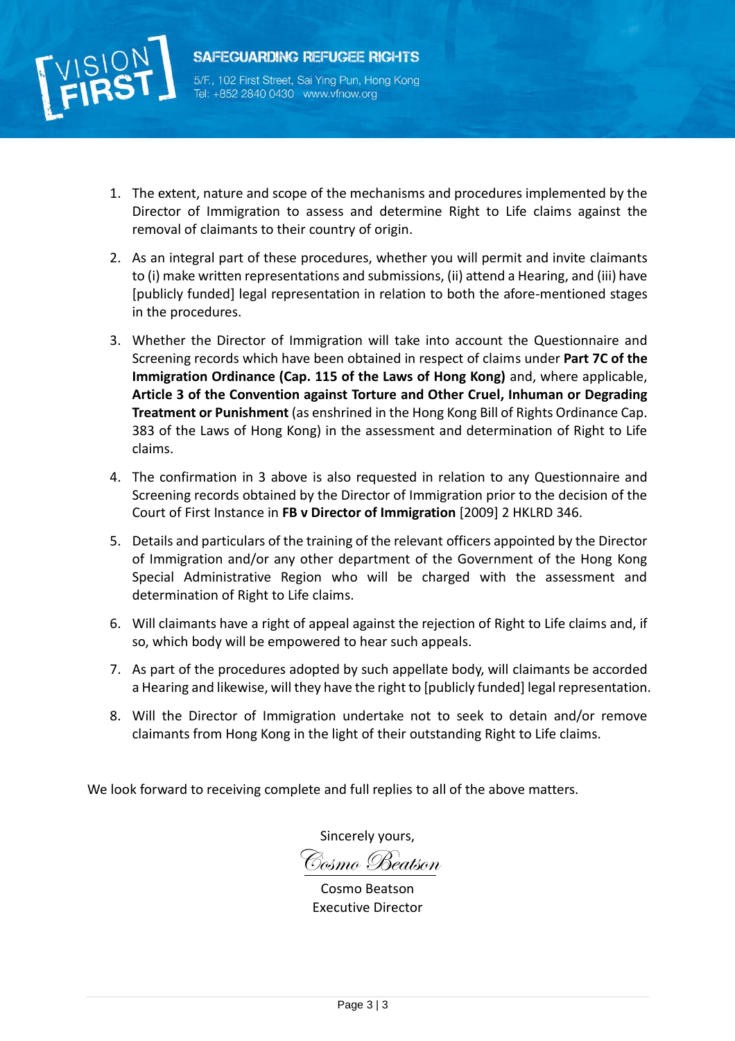1. The extent, nature and scope of the mechanisms and procedures implemented by the Director of Immigration to assess and determine Right to Life claims against the removal of claimants to their country of origin.

2. As an integral part of these procedures, whether you will permit and invite claimants to (i) make written representations and submissions, (ii) attend a Hearing, and (iii) have [publicly funded] legal representation in relation to both the afore-mentioned stages in the procedures.

3. Whether the Director of Immigration will take into account the Questionnaire and Screening records which have been obtained in respect of claims under **Part 7C of the Immigration Ordinance (Cap. 115 of the Laws of Hong Kong)** and, where applicable, **Article 3 of the Convention against Torture and Other Cruel, Inhuman or Degrading Treatment or Punishment** (as enshrined in the Hong Kong Bill of Rights Ordinance Cap. 383 of the Laws of Hong Kong) in the assessment and determination of Right to Life claims.

4. The confirmation in 3 above is also requested in relation to any Questionnaire and Screening records obtained by the Director of Immigration prior to the decision of the Court of First Instance in **FB v Director of Immigration** [2009] 2 HKLRD 346.

5. Details and particulars of the training of the relevant officers appointed by the Director of Immigration and/or any other department of the Government of the Hong Kong Special Administrative Region who will be charged with the assessment and determination of Right to Life claims.

6. Will claimants have a right of appeal against the rejection of Right to Life claims and, if so, which body will be empowered to hear such appeals.

7. As part of the procedures adopted by such appellate body, will claimants be accorded a Hearing and likewise, will they have the right to [publicly funded] legal representation.

8. Will the Director of Immigration undertake not to seek to detain and/or remove claimants from Hong Kong in the light of their outstanding Right to Life claims.

We look forward to receiving complete and full replies to all of the above matters.

Sincerely yours,

*Cosmo Beatson*

Cosmo Beatson
Executive Director